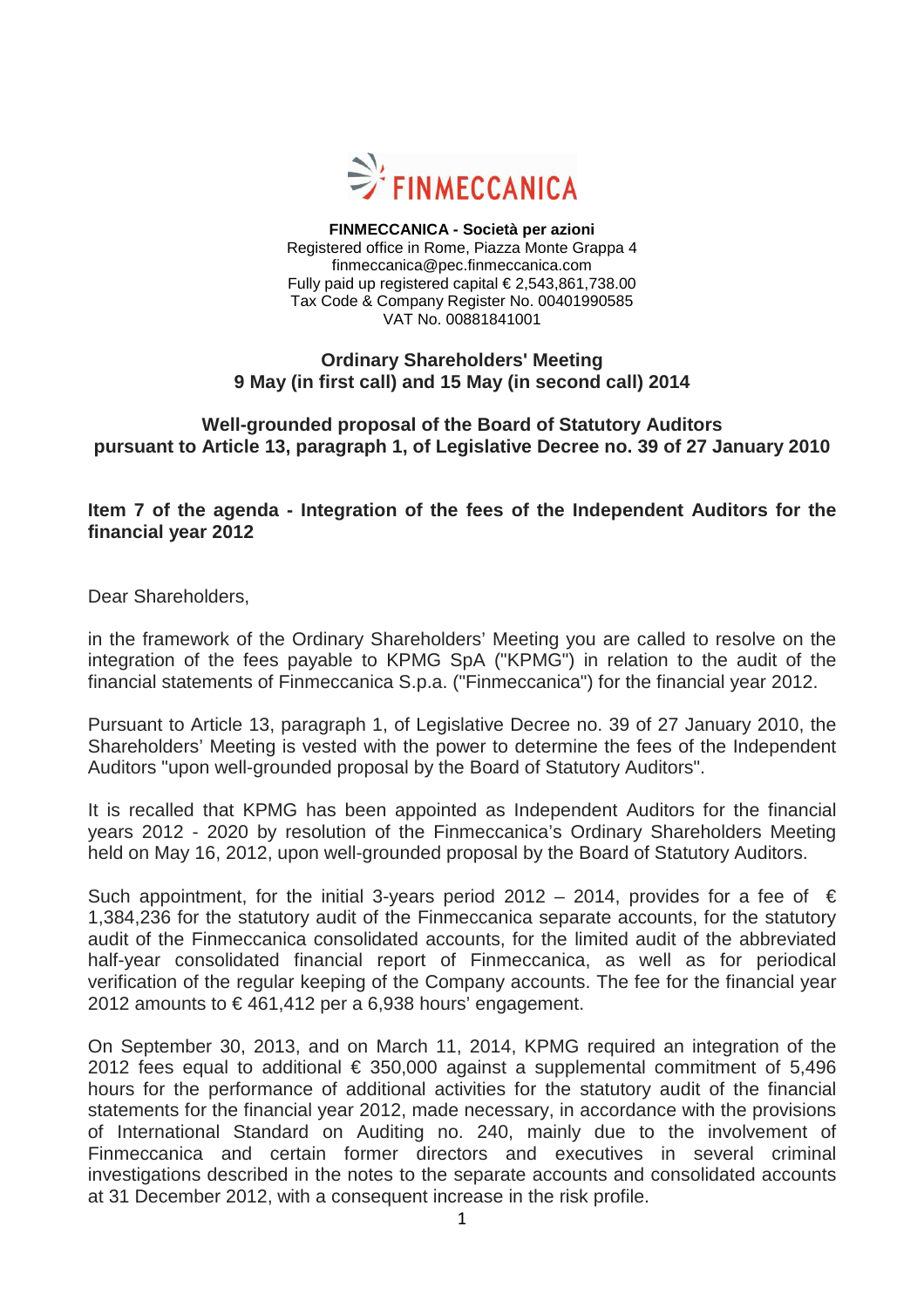**FINMECCANICA - Società per azioni**
Registered office in Rome, Piazza Monte Grappa 4
finmeccanica@pec.finmeccanica.com
Fully paid up registered capital € 2,543,861,738.00
Tax Code & Company Register No. 00401990585
VAT No. 00881841001

## Ordinary Shareholders' Meeting
## 9 May (in first call) and 15 May (in second call) 2014

## Well-grounded proposal of the Board of Statutory Auditors pursuant to Article 13, paragraph 1, of Legislative Decree no. 39 of 27 January 2010

### Item 7 of the agenda - Integration of the fees of the Independent Auditors for the financial year 2012

Dear Shareholders,

in the framework of the Ordinary Shareholders' Meeting you are called to resolve on the integration of the fees payable to KPMG SpA ("KPMG") in relation to the audit of the financial statements of Finmeccanica S.p.a. ("Finmeccanica") for the financial year 2012.

Pursuant to Article 13, paragraph 1, of Legislative Decree no. 39 of 27 January 2010, the Shareholders' Meeting is vested with the power to determine the fees of the Independent Auditors "upon well-grounded proposal by the Board of Statutory Auditors".

It is recalled that KPMG has been appointed as Independent Auditors for the financial years 2012 - 2020 by resolution of the Finmeccanica's Ordinary Shareholders Meeting held on May 16, 2012, upon well-grounded proposal by the Board of Statutory Auditors.

Such appointment, for the initial 3-years period 2012 – 2014, provides for a fee of € 1,384,236 for the statutory audit of the Finmeccanica separate accounts, for the statutory audit of the Finmeccanica consolidated accounts, for the limited audit of the abbreviated half-year consolidated financial report of Finmeccanica, as well as for periodical verification of the regular keeping of the Company accounts. The fee for the financial year 2012 amounts to € 461,412 per a 6,938 hours' engagement.

On September 30, 2013, and on March 11, 2014, KPMG required an integration of the 2012 fees equal to additional € 350,000 against a supplemental commitment of 5,496 hours for the performance of additional activities for the statutory audit of the financial statements for the financial year 2012, made necessary, in accordance with the provisions of International Standard on Auditing no. 240, mainly due to the involvement of Finmeccanica and certain former directors and executives in several criminal investigations described in the notes to the separate accounts and consolidated accounts at 31 December 2012, with a consequent increase in the risk profile.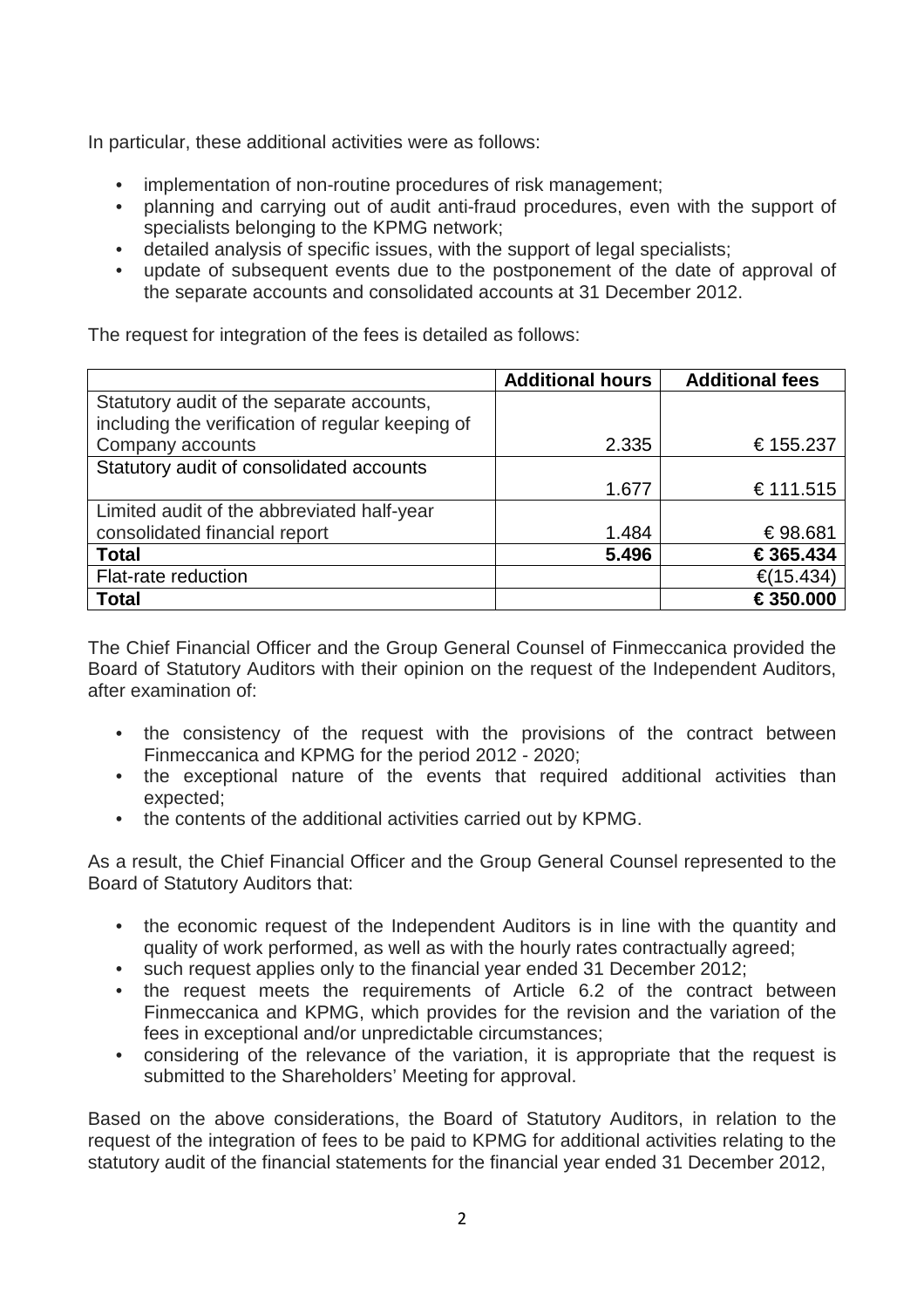In particular, these additional activities were as follows:

- implementation of non-routine procedures of risk management;
- planning and carrying out of audit anti-fraud procedures, even with the support of specialists belonging to the KPMG network;
- detailed analysis of specific issues, with the support of legal specialists;
- update of subsequent events due to the postponement of the date of approval of the separate accounts and consolidated accounts at 31 December 2012.

The request for integration of the fees is detailed as follows:

| | **Additional hours** | **Additional fees** |
|---|---|---|
| Statutory audit of the separate accounts, including the verification of regular keeping of Company accounts | 2.335 | € 155.237 |
| Statutory audit of consolidated accounts | 1.677 | € 111.515 |
| Limited audit of the abbreviated half-year consolidated financial report | 1.484 | € 98.681 |
| **Total** | **5.496** | **€ 365.434** |
| Flat-rate reduction | | €(15.434) |
| **Total** | | **€ 350.000** |

The Chief Financial Officer and the Group General Counsel of Finmeccanica provided the Board of Statutory Auditors with their opinion on the request of the Independent Auditors, after examination of:

- the consistency of the request with the provisions of the contract between Finmeccanica and KPMG for the period 2012 - 2020;
- the exceptional nature of the events that required additional activities than expected;
- the contents of the additional activities carried out by KPMG.

As a result, the Chief Financial Officer and the Group General Counsel represented to the Board of Statutory Auditors that:

- the economic request of the Independent Auditors is in line with the quantity and quality of work performed, as well as with the hourly rates contractually agreed;
- such request applies only to the financial year ended 31 December 2012;
- the request meets the requirements of Article 6.2 of the contract between Finmeccanica and KPMG, which provides for the revision and the variation of the fees in exceptional and/or unpredictable circumstances;
- considering of the relevance of the variation, it is appropriate that the request is submitted to the Shareholders' Meeting for approval.

Based on the above considerations, the Board of Statutory Auditors, in relation to the request of the integration of fees to be paid to KPMG for additional activities relating to the statutory audit of the financial statements for the financial year ended 31 December 2012,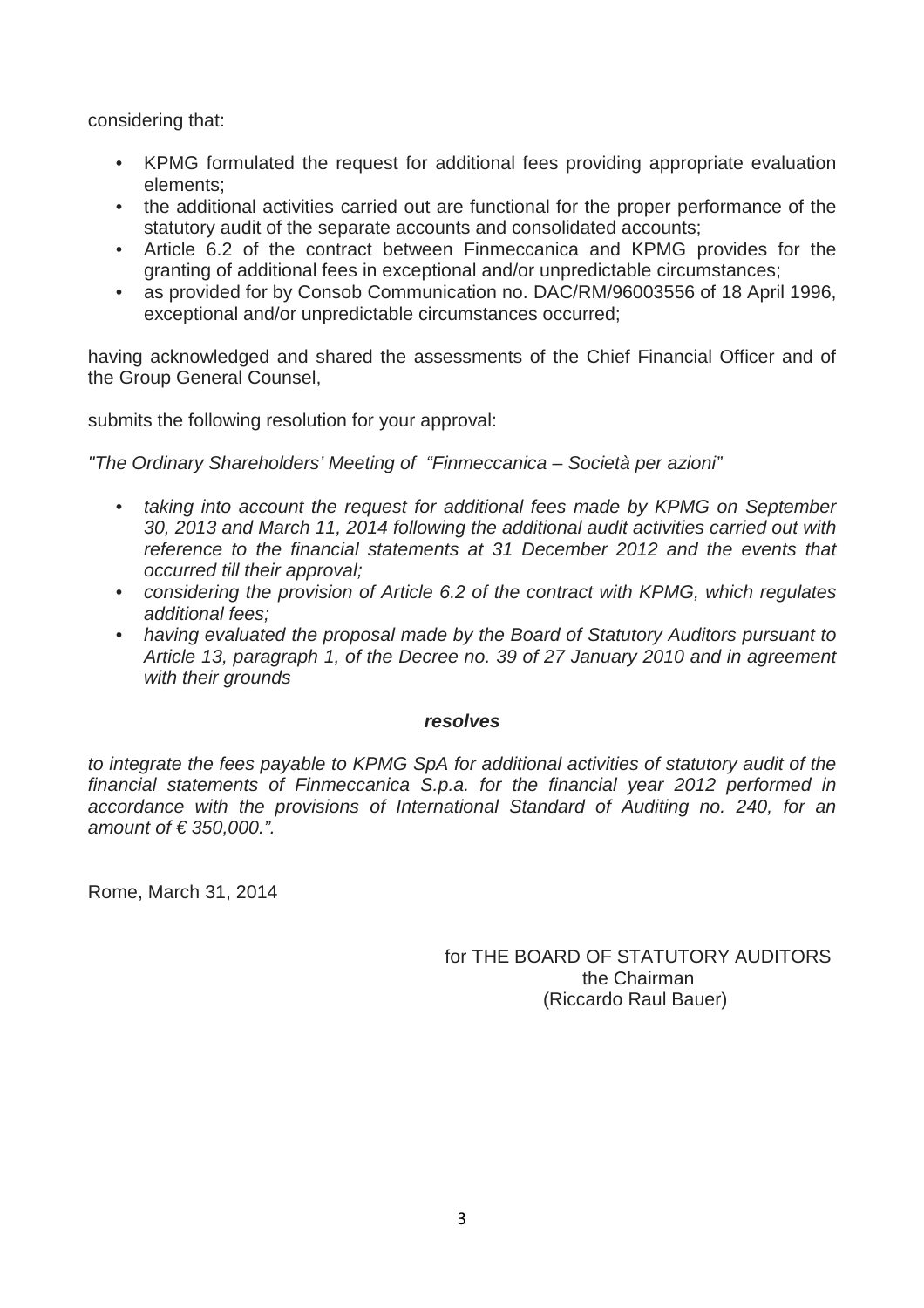considering that:

- KPMG formulated the request for additional fees providing appropriate evaluation elements;
- the additional activities carried out are functional for the proper performance of the statutory audit of the separate accounts and consolidated accounts;
- Article 6.2 of the contract between Finmeccanica and KPMG provides for the granting of additional fees in exceptional and/or unpredictable circumstances;
- as provided for by Consob Communication no. DAC/RM/96003556 of 18 April 1996, exceptional and/or unpredictable circumstances occurred;

having acknowledged and shared the assessments of the Chief Financial Officer and of the Group General Counsel,

submits the following resolution for your approval:

*"The Ordinary Shareholders' Meeting of "Finmeccanica – Società per azioni"*

- *taking into account the request for additional fees made by KPMG on September 30, 2013 and March 11, 2014 following the additional audit activities carried out with reference to the financial statements at 31 December 2012 and the events that occurred till their approval;*
- *considering the provision of Article 6.2 of the contract with KPMG, which regulates additional fees;*
- *having evaluated the proposal made by the Board of Statutory Auditors pursuant to Article 13, paragraph 1, of the Decree no. 39 of 27 January 2010 and in agreement with their grounds*

***resolves***

*to integrate the fees payable to KPMG SpA for additional activities of statutory audit of the financial statements of Finmeccanica S.p.a. for the financial year 2012 performed in accordance with the provisions of International Standard of Auditing no. 240, for an amount of € 350,000.".*

Rome, March 31, 2014

for THE BOARD OF STATUTORY AUDITORS
the Chairman
(Riccardo Raul Bauer)